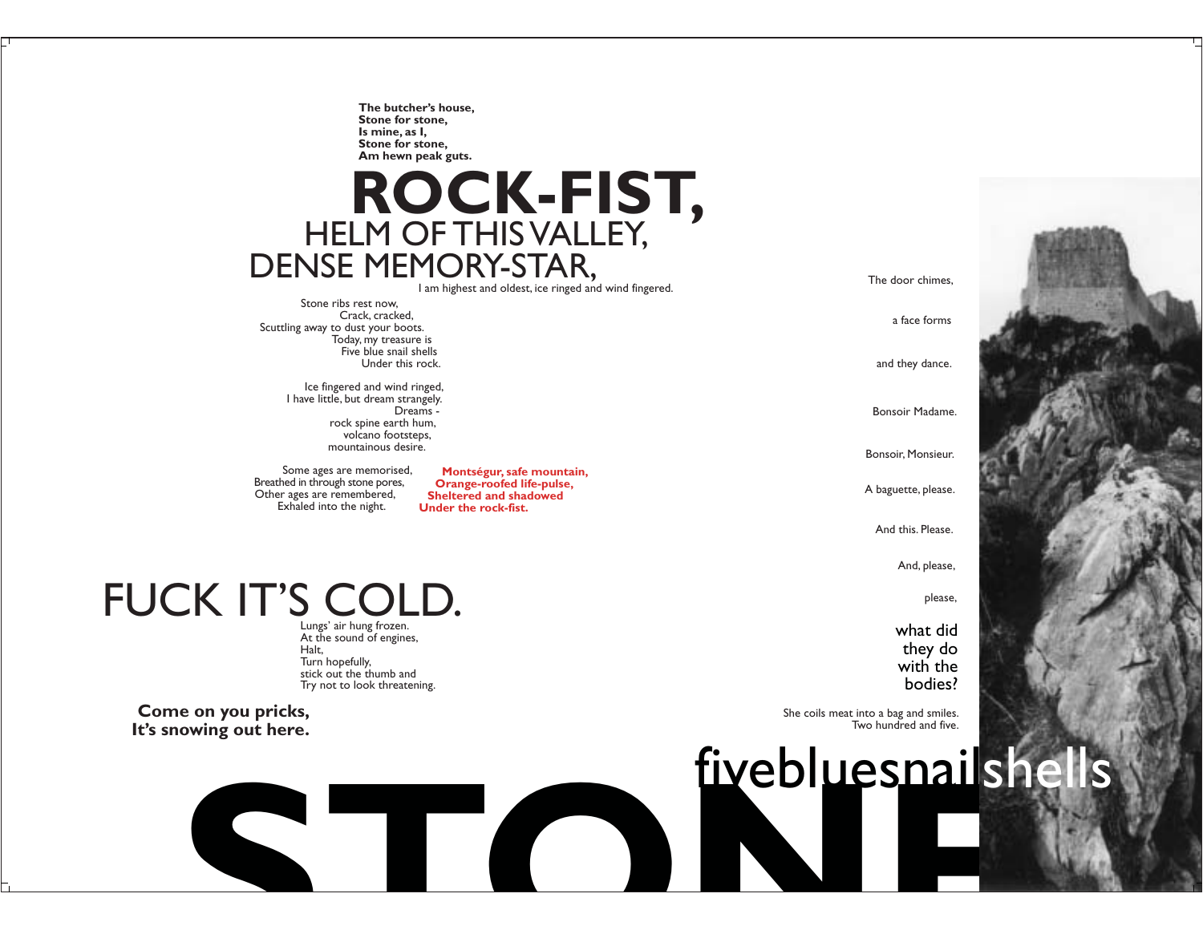**The butcher's house,**
**Stone for stone,**
**Is mine, as I,**
**Stone for stone,**
**Am hewn peak guts.**

# ROCK-FIST,

## HELM OF THIS VALLEY,

## DENSE MEMORY-STAR,

I am highest and oldest, ice ringed and wind fingered.

Stone ribs rest now,
Crack, cracked,
Scuttling away to dust your boots.
Today, my treasure is
Five blue snail shells
Under this rock.

Ice fingered and wind ringed,
I have little, but dream strangely.
Dreams -
rock spine earth hum,
volcano footsteps,
mountainous desire.

Some ages are memorised,
Breathed in through stone pores,
Other ages are remembered,
Exhaled into the night.

**Montségur, safe mountain,**
**Orange-roofed life-pulse,**
**Sheltered and shadowed**
**Under the rock-fist.**

# FUCK IT'S COLD.

Lungs' air hung frozen.
At the sound of engines,
Halt,
Turn hopefully,
stick out the thumb and
Try not to look threatening.

**Come on you pricks,**
**It's snowing out here.**

The door chimes,

a face forms

and they dance.

Bonsoir Madame.

Bonsoir, Monsieur.

A baguette, please.

And this. Please.

And, please,

please,

what did
they do
with the
bodies?

She coils meat into a bag and smiles.
Two hundred and five.

fivebluesnailshells

# STONE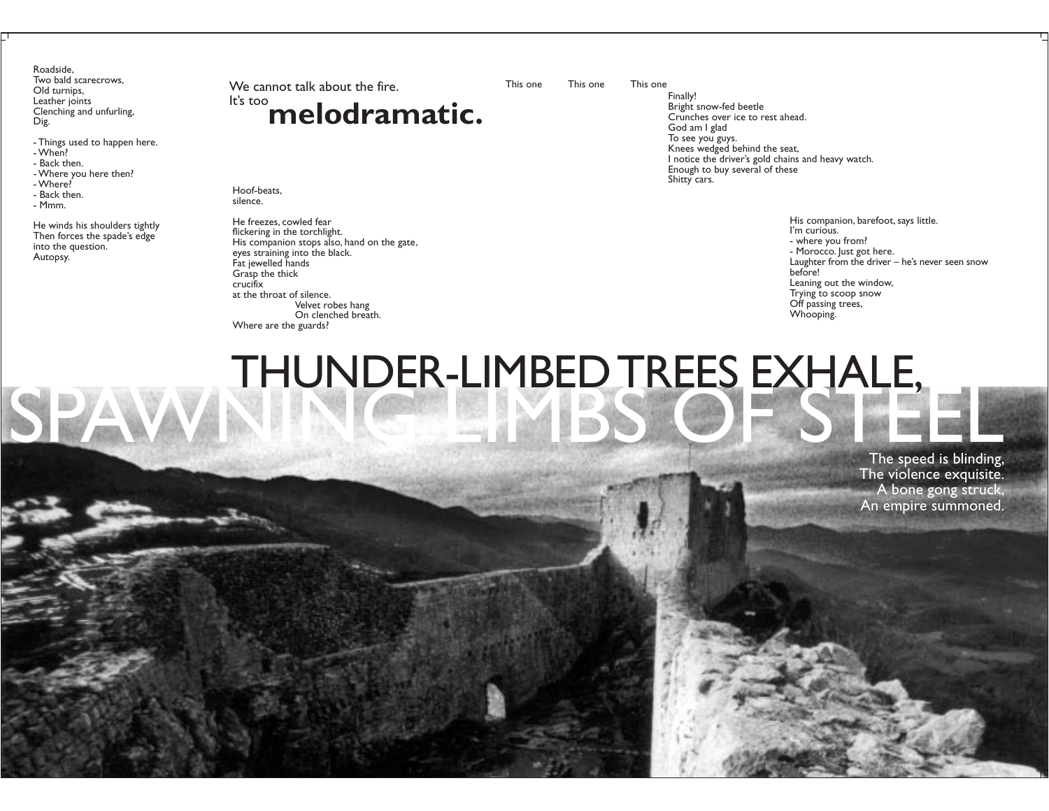Roadside,
Two bald scarecrows,
Old turnips,
Leather joints
Clenching and unfurling,
Dig.

- Things used to happen here.
- When?
- Back then.
- Where you here then?
- Where?
- Back then.
- Mmm.

He winds his shoulders tightly
Then forces the spade's edge
into the question.
Autopsy.

We cannot talk about the fire.
It's too **melodramatic.**

Hoof-beats,
silence.

He freezes, cowled fear
flickering in the torchlight.
His companion stops also, hand on the gate,
eyes straining into the black.
Fat jewelled hands
Grasp the thick
crucifix
at the throat of silence.
Velvet robes hang
On clenched breath.
Where are the guards?

This one This one This one

Finally!
Bright snow-fed beetle
Crunches over ice to rest ahead.
God am I glad
To see you guys.
Knees wedged behind the seat,
I notice the driver's gold chains and heavy watch.
Enough to buy several of these
Shitty cars.

His companion, barefoot, says little.
I'm curious.
- where you from?
- Morocco. Just got here.
Laughter from the driver – he's never seen snow before!
Leaning out the window,
Trying to scoop snow
Off passing trees,
Whooping.

THUNDER-LIMBED TREES EXHALE,
SPAWNING LIMBS OF STEEL

The speed is blinding,
The violence exquisite.
A bone gong struck,
An empire summoned.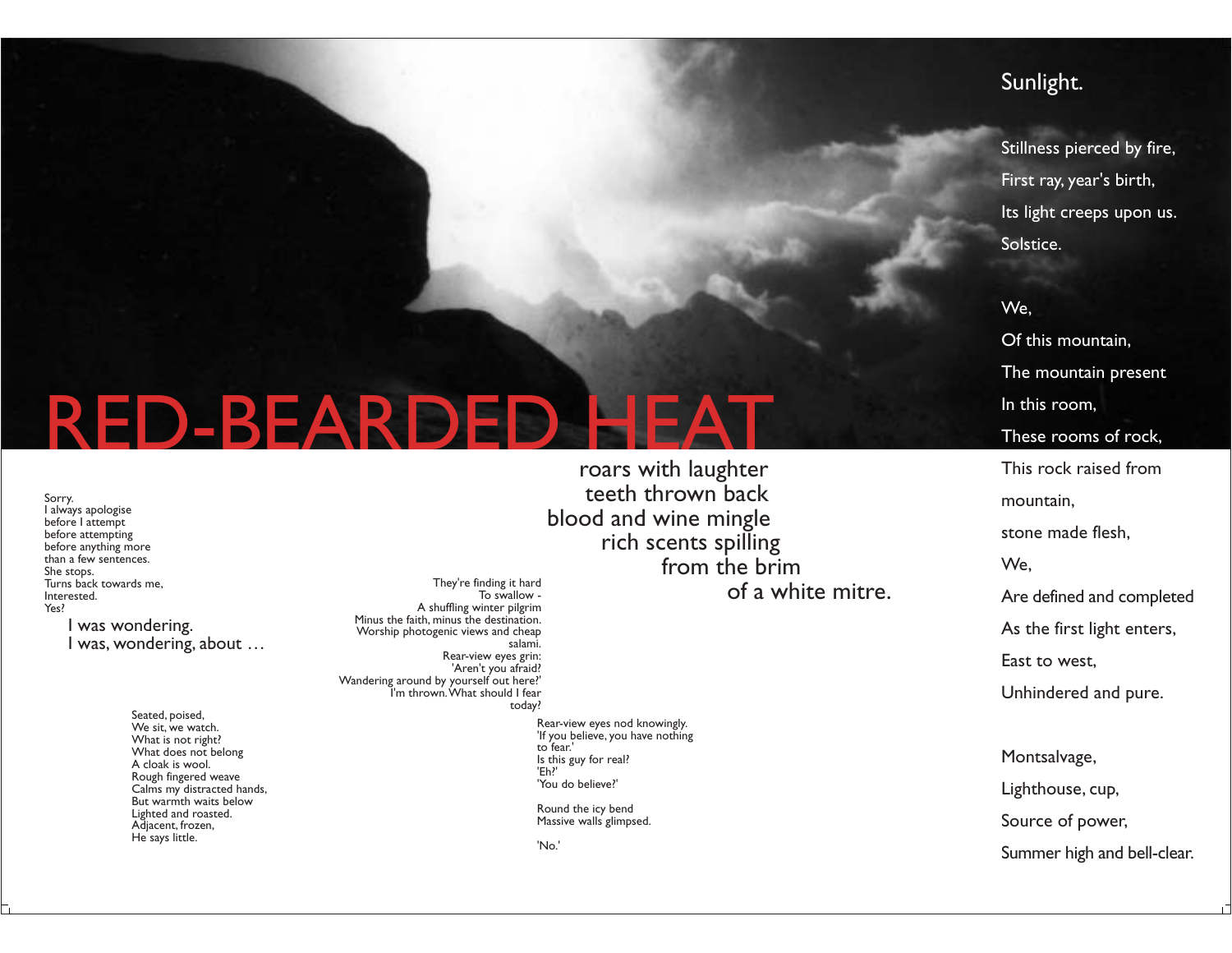# RED-BEARDED HEAT

roars with laughter
teeth thrown back
blood and wine mingle
rich scents spilling
from the brim
of a white mitre.

Sorry.
I always apologise
before I attempt
before attempting
before anything more
than a few sentences.
She stops.
Turns back towards me,
Interested.
Yes?

I was wondering.
I was, wondering, about …

They're finding it hard
To swallow -
A shuffling winter pilgrim
Minus the faith, minus the destination.
Worship photogenic views and cheap
salami.
Rear-view eyes grin:
'Aren't you afraid?
Wandering around by yourself out here?'
I'm thrown. What should I fear
today?

Rear-view eyes nod knowingly.
'If you believe, you have nothing
to fear.'
Is this guy for real?
'Eh?'
'You do believe?'

Round the icy bend
Massive walls glimpsed.

'No.'

Seated, poised,
We sit, we watch.
What is not right?
What does not belong
A cloak is wool.
Rough fingered weave
Calms my distracted hands,
But warmth waits below
Lighted and roasted.
Adjacent, frozen,
He says little.

Sunlight.

Stillness pierced by fire,
First ray, year's birth,
Its light creeps upon us.
Solstice.

We,
Of this mountain,
The mountain present
In this room,
These rooms of rock,
This rock raised from
mountain,
stone made flesh,
We,
Are defined and completed
As the first light enters,
East to west,
Unhindered and pure.

Montsalvage,
Lighthouse, cup,
Source of power,
Summer high and bell-clear.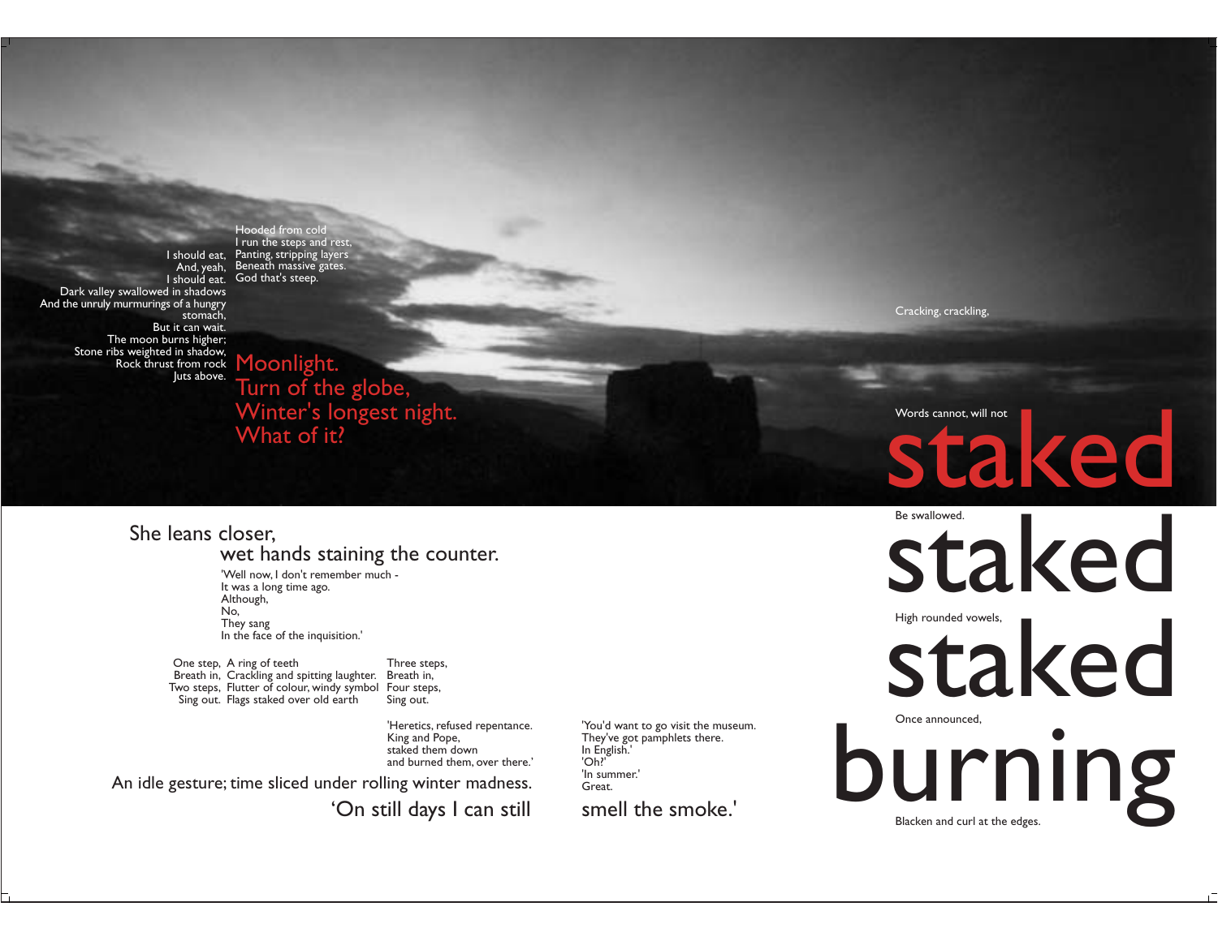I should eat,
And, yeah,
I should eat.
Dark valley swallowed in shadows
And the unruly murmurings of a hungry stomach,
But it can wait.
The moon burns higher;
Stone ribs weighted in shadow,
Rock thrust from rock
Juts above.

Hooded from cold
I run the steps and rest,
Panting, stripping layers
Beneath massive gates.
God that's steep.

Moonlight.
Turn of the globe,
Winter's longest night.
What of it?

Cracking, crackling,

Words cannot, will not

**staked**

Be swallowed.

**staked**

High rounded vowels,

**staked**

Once announced,

**burning**

Blacken and curl at the edges.

She leans closer,
wet hands staining the counter.

'Well now, I don't remember much -
It was a long time ago.
Although,
No,
They sang
In the face of the inquisition.'

One step,
Breath in,
Two steps,
Sing out.

A ring of teeth
Crackling and spitting laughter.
Flutter of colour, windy symbol
Flags staked over old earth

Three steps,
Breath in,
Four steps,
Sing out.

'Heretics, refused repentance.
King and Pope,
staked them down
and burned them, over there.'

An idle gesture; time sliced under rolling winter madness.

'You'd want to go visit the museum.
They've got pamphlets there.
In English.'
'Oh?'
'In summer.'
Great.

'On still days I can still smell the smoke.'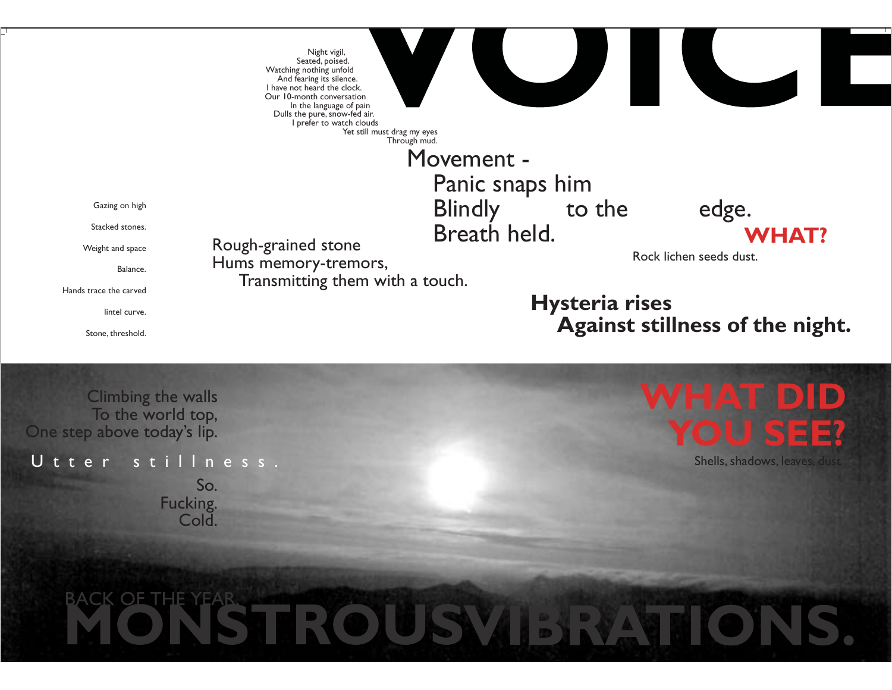# VOICE

Night vigil,
Seated, poised.
Watching nothing unfold
And fearing its silence.
I have not heard the clock.
Our 10-month conversation
In the language of pain
Dulls the pure, snow-fed air.
I prefer to watch clouds
Yet still must drag my eyes
Through mud.

Movement -
Panic snaps him
Blindly to the edge.
Breath held.

**WHAT?**

Rock lichen seeds dust.

Gazing on high

Stacked stones.

Weight and space

Balance.

Hands trace the carved

lintel curve.

Stone, threshold.

Rough-grained stone
Hums memory-tremors,
Transmitting them with a touch.

**Hysteria rises**
**Against stillness of the night.**

Climbing the walls
To the world top,
One step above today's lip.

U t t e r   s t i l l n e s s .

So.
Fucking.
Cold.

**WHAT DID YOU SEE?**

Shells, shadows, leaves, dust

BACK OF THE YEAR.

**MONSTROUSVIBRATIONS.**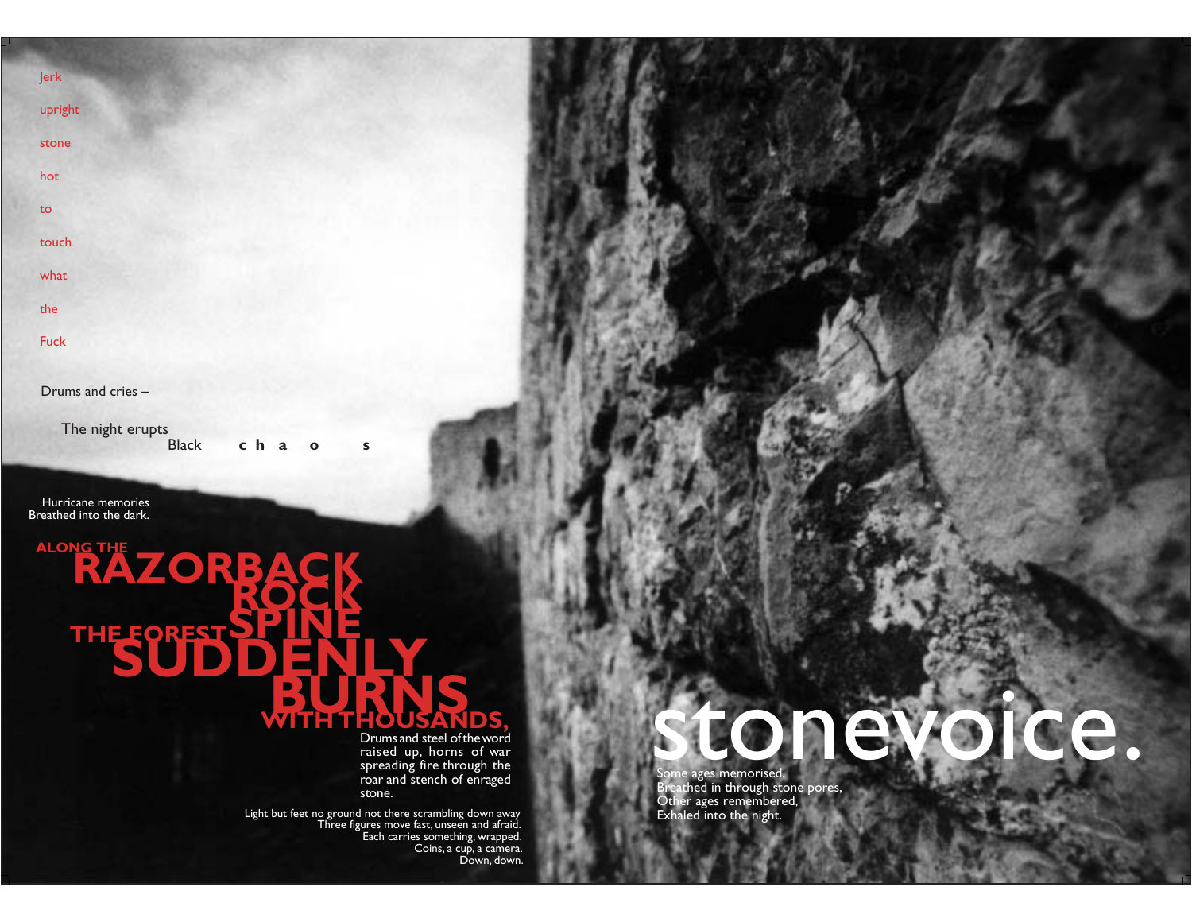Jerk

upright

stone

hot

to

touch

what

the

Fuck

Drums and cries –

The night erupts
Black c h a o s

Hurricane memories
Breathed into the dark.

**ALONG THE RAZORBACK ROCK SPINE THE FOREST SUDDENLY BURNS WITH THOUSANDS,**

Drums and steel of the word raised up, horns of war spreading fire through the roar and stench of enraged stone.

Light but feet no ground not there scrambling down away
Three figures move fast, unseen and afraid.
Each carries something, wrapped.
Coins, a cup, a camera.
Down, down.

# stonevoice.

Some ages memorised,
Breathed in through stone pores,
Other ages remembered,
Exhaled into the night.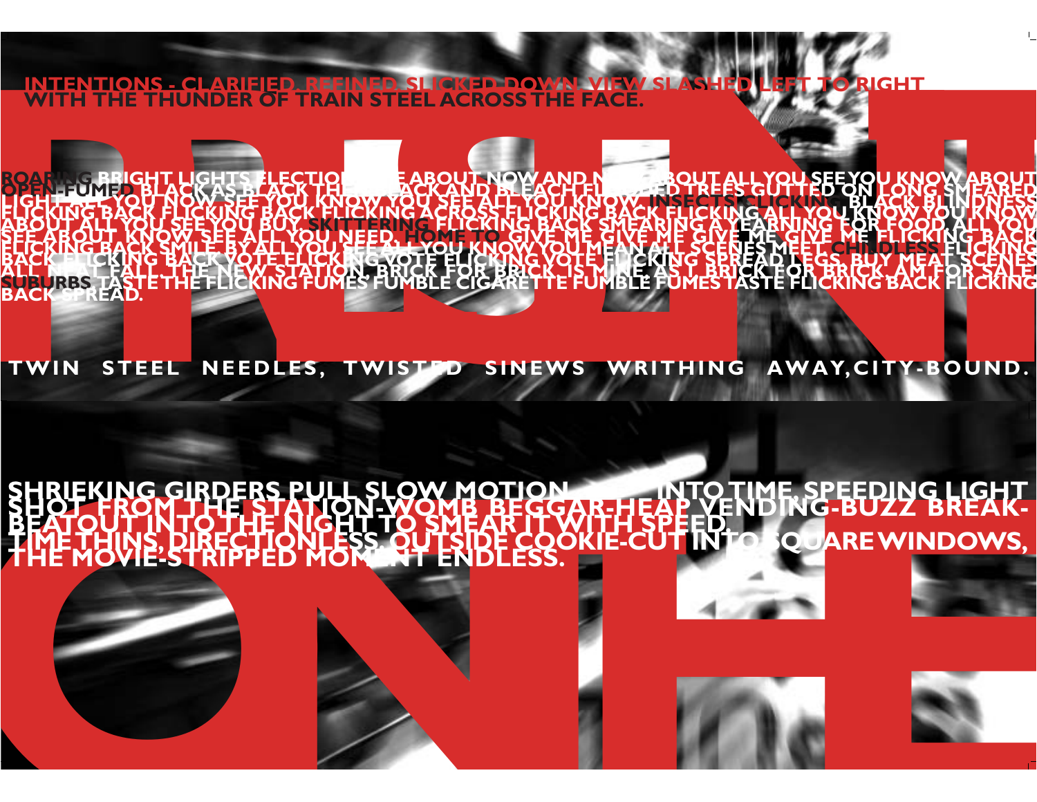# TRANSIT ONE

INTENTIONS - CLARIFIED, REFINED, SLICKED DOWN. VIEW SLASHED LEFT TO RIGHT WITH THE THUNDER OF TRAIN STEEL ACROSS THE FACE.

ROARING BRIGHT LIGHTS ELECTION SEE ABOUT NOW AND NOW ABOUT ALL YOU SEE YOU KNOW ABOUT OPEN-FUMED BLACK AS BLACK THE BLACK AND BLEACH FLICKED TREES GUTTED ON LONG SMEARED LIGHT ... YOU NOW SEE YOU KNOW VOTE YOU SEE ALL YOU KNOW INSECTS CLICKING BLACK BLINDNESS FLICKING BACK FLICKING BACK FLICKING ACROSS FLICKING BACK FLICKING ALL YOU KNOW YOU KNOW ABOUT ALL YOU SEE YOU BUY. SKITTERING FLICKING BACK SMEARING A YEARNING FOR FOOD ALL YOU SEE ABOUT KNOW SEE ALL YOU NEED. HOME TO GIVE ME GIVE ME GIVE ME GIVE ME FLICKING BACK FLICKING BACK SMILE BY ALL YOU SEE ALL YOU KNOW YOU MEAN ALL SCENES MEET. CHINDLESS FLICKING BACK FLICKING BACK VOTE FLICKING VOTE FLICKING SPREAD LEGS. BUY MEAT SCENES ALL NEAT FALL. THE NEW STATION, BRICK FOR BRICK, IS MINE, AS I, BRICK FOR BRICK, AM FOR SALE. SUBURBS TASTE THE FLICKING FUMES FUMBLE CIGARETTE FUMBLE FUMES TASTE FLICKING BACK FLICKING BACK SPREAD.

TWIN STEEL NEEDLES, TWISTED SINEWS WRITHING AWAY, CITY-BOUND.

SHRIEKING GIRDERS PULL SLOW MOTION INTO TIME, SPEEDING LIGHT SHOT FROM THE STATION-WOMB BEGGAR-HEAP VENDING-BUZZ BREAK-BEATOUT INTO THE NIGHT TO SMEAR IT WITH SPEED. TIME THINS, DIRECTIONLESS. OUTSIDE COOKIE-CUT INTO SQUARE WINDOWS, THE MOVIE-STRIPPED MOMENT ENDLESS.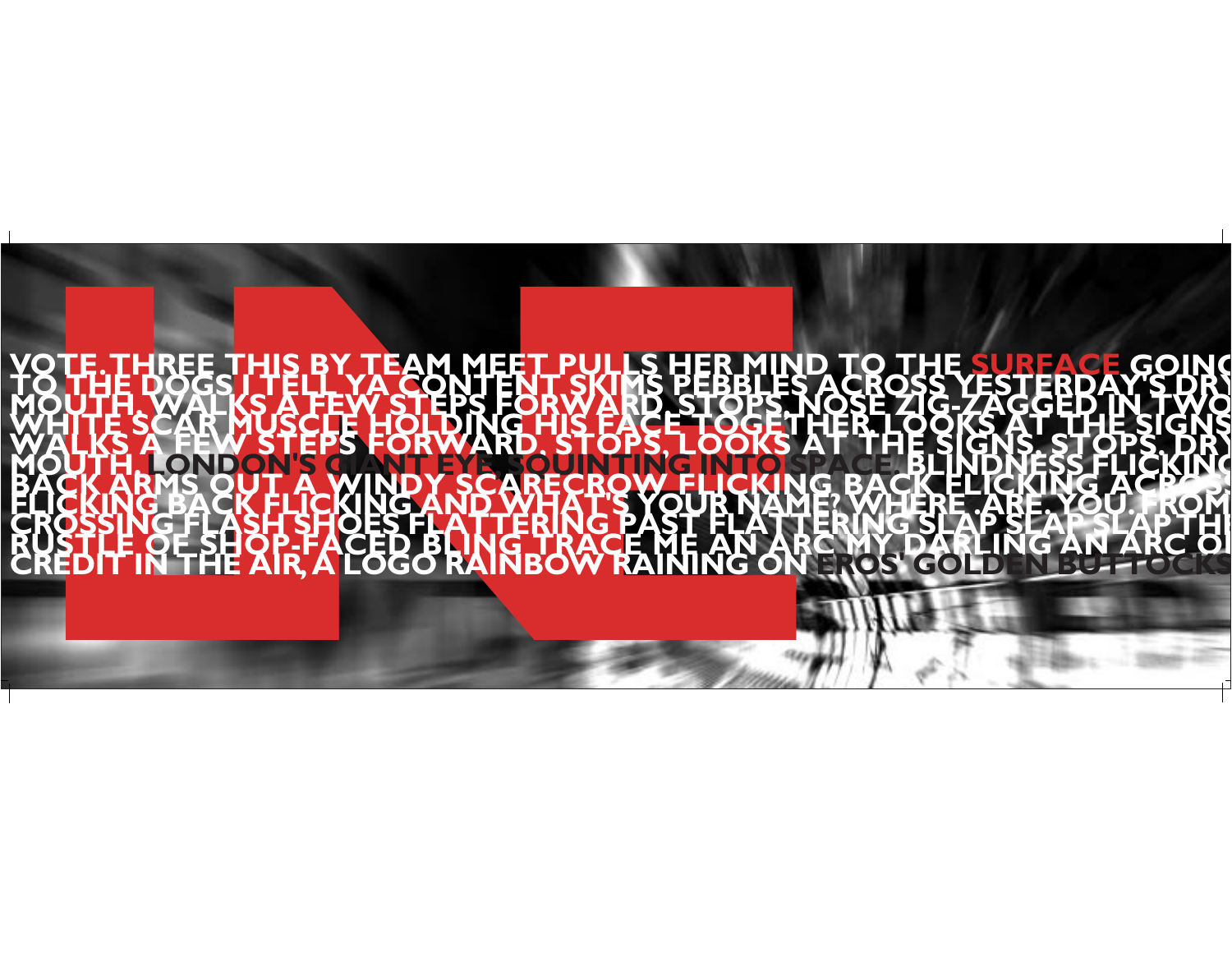VOTE. THREE THIS BY TEAM MEET PULLS HER MIND TO THE SURFACE GOING
TO THE DOGS I TELL YA CONTENT SKIMS PEBBLES ACROSS YESTERDAY'S DRY
MOUTH. WALKS A FEW STEPS FORWARD, STOPS, NOSE ZIG-ZAGGED IN TWO
WHITE SCAR MUSCLE HOLDING HIS FACE TOGETHER. LOOKS AT THE SIGNS
WALKS A FEW STEPS FORWARD, STOPS, LOOKS AT THE SIGNS, STOPS, DRY
MOUTH. LONDON'S GIANT EYE SQUINTING INTO SPACE. BLINDNESS FLICKING
BACK ARMS OUT A WINDY SCARECROW FLICKING BACK FLICKING ACROSS
FLICKING BACK FLICKING AND WHAT'S YOUR NAME? WHERE. ARE. YOU. FROM
CROSSING FLASH SHOES FLATTERING PAST FLATTERING SLAP SLAP SLAP THE
RUSTLE OF SHOP-FACED BLING TRACE ME AN ARC MY DARLING AN ARC OF
CREDIT IN THE AIR, A LOGO RAINBOW RAINING ON EROS' GOLDEN BUTTOCKS